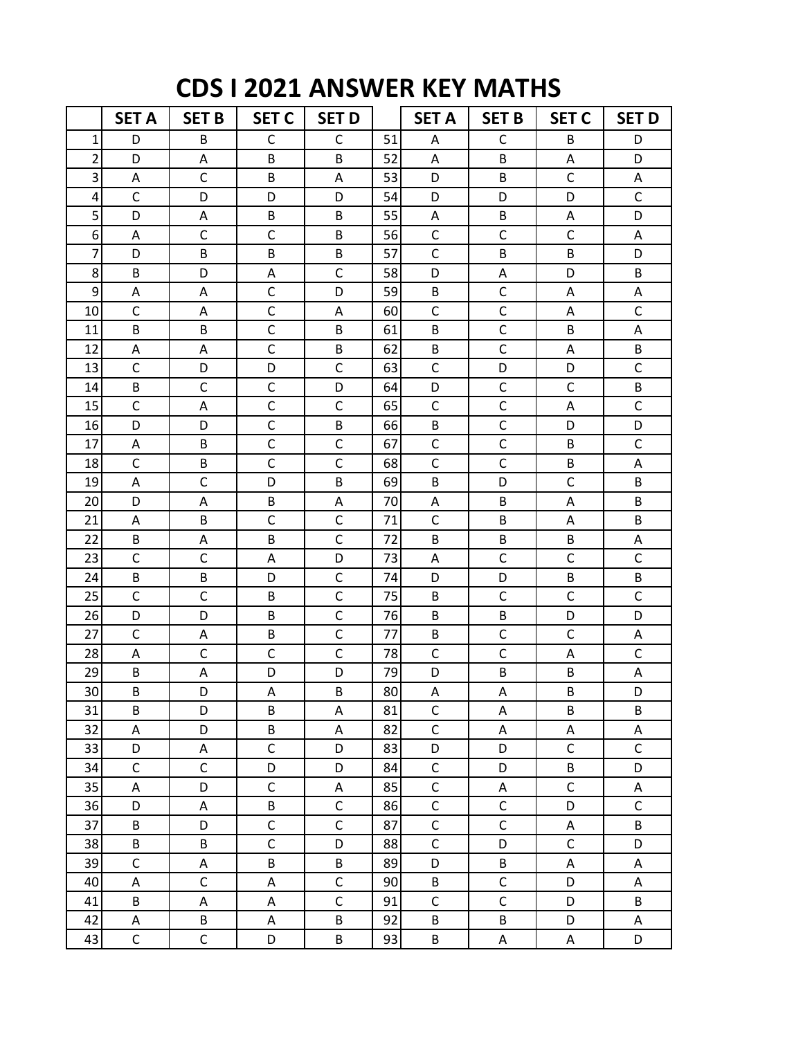# CDS I 2021 ANSWER KEY MATHS

| | SET A | SET B | SET C | SET D | | SET A | SET B | SET C | SET D |
|---|---|---|---|---|---|---|---|---|---|
| 1 | D | B | C | C | 51 | A | C | B | D |
| 2 | D | A | B | B | 52 | A | B | A | D |
| 3 | A | C | B | A | 53 | D | B | C | A |
| 4 | C | D | D | D | 54 | D | D | D | C |
| 5 | D | A | B | B | 55 | A | B | A | D |
| 6 | A | C | C | B | 56 | C | C | C | A |
| 7 | D | B | B | B | 57 | C | B | B | D |
| 8 | B | D | A | C | 58 | D | A | D | B |
| 9 | A | A | C | D | 59 | B | C | A | A |
| 10 | C | A | C | A | 60 | C | C | A | C |
| 11 | B | B | C | B | 61 | B | C | B | A |
| 12 | A | A | C | B | 62 | B | C | A | B |
| 13 | C | D | D | C | 63 | C | D | D | C |
| 14 | B | C | C | D | 64 | D | C | C | B |
| 15 | C | A | C | C | 65 | C | C | A | C |
| 16 | D | D | C | B | 66 | B | C | D | D |
| 17 | A | B | C | C | 67 | C | C | B | C |
| 18 | C | B | C | C | 68 | C | C | B | A |
| 19 | A | C | D | B | 69 | B | D | C | B |
| 20 | D | A | B | A | 70 | A | B | A | B |
| 21 | A | B | C | C | 71 | C | B | A | B |
| 22 | B | A | B | C | 72 | B | B | B | A |
| 23 | C | C | A | D | 73 | A | C | C | C |
| 24 | B | B | D | C | 74 | D | D | B | B |
| 25 | C | C | B | C | 75 | B | C | C | C |
| 26 | D | D | B | C | 76 | B | B | D | D |
| 27 | C | A | B | C | 77 | B | C | C | A |
| 28 | A | C | C | C | 78 | C | C | A | C |
| 29 | B | A | D | D | 79 | D | B | B | A |
| 30 | B | D | A | B | 80 | A | A | B | D |
| 31 | B | D | B | A | 81 | C | A | B | B |
| 32 | A | D | B | A | 82 | C | A | A | A |
| 33 | D | A | C | D | 83 | D | D | C | C |
| 34 | C | C | D | D | 84 | C | D | B | D |
| 35 | A | D | C | A | 85 | C | A | C | A |
| 36 | D | A | B | C | 86 | C | C | D | C |
| 37 | B | D | C | C | 87 | C | C | A | B |
| 38 | B | B | C | D | 88 | C | D | C | D |
| 39 | C | A | B | B | 89 | D | B | A | A |
| 40 | A | C | A | C | 90 | B | C | D | A |
| 41 | B | A | A | C | 91 | C | C | D | B |
| 42 | A | B | A | B | 92 | B | B | D | A |
| 43 | C | C | D | B | 93 | B | A | A | D |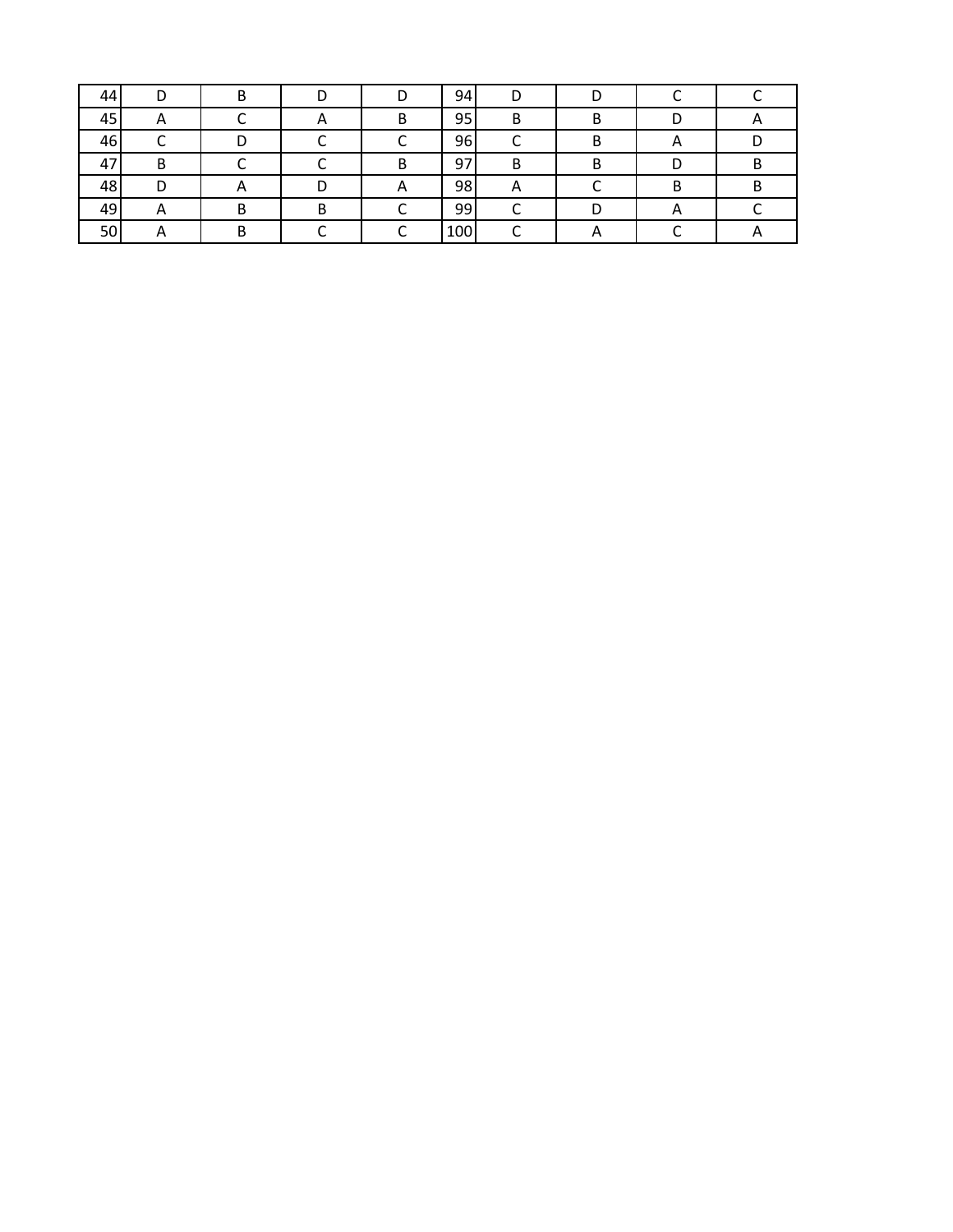| | | | | | | | | | |
|---|---|---|---|---|---|---|---|---|---|
| 44 | D | B | D | D | 94 | D | D | C | C |
| 45 | A | C | A | B | 95 | B | B | D | A |
| 46 | C | D | C | C | 96 | C | B | A | D |
| 47 | B | C | C | B | 97 | B | B | D | B |
| 48 | D | A | D | A | 98 | A | C | B | B |
| 49 | A | B | B | C | 99 | C | D | A | C |
| 50 | A | B | C | C | 100 | C | A | C | A |